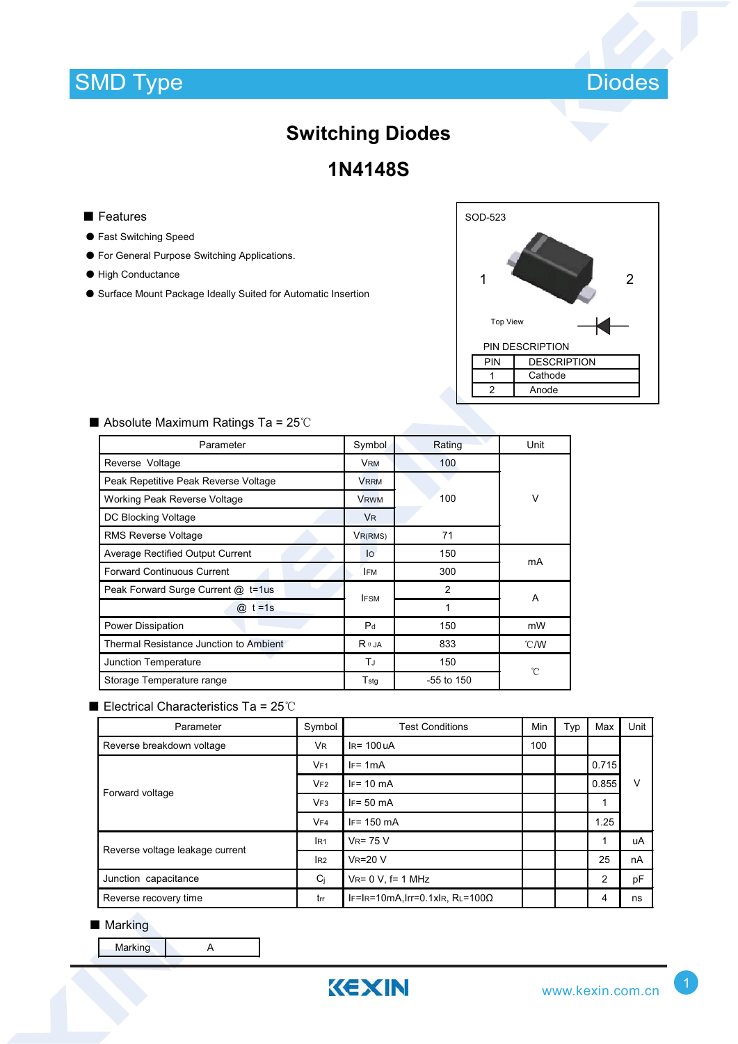SMD Type Diodes

# Switching Diodes

## 1N4148S

### ■ Features

- Fast Switching Speed
- For General Purpose Switching Applications.
- High Conductance
- Surface Mount Package Ideally Suited for Automatic Insertion

SOD-523

1 2

Top View

PIN DESCRIPTION

| PIN | DESCRIPTION |
|---|---|
| 1 | Cathode |
| 2 | Anode |

### ■ Absolute Maximum Ratings Ta = 25℃

| Parameter | Symbol | Rating | Unit |
|---|---|---|---|
| Reverse Voltage | $V_{RM}$ | 100 | V |
| Peak Repetitive Peak Reverse Voltage | $V_{RRM}$ | 100 | V |
| Working Peak Reverse Voltage | $V_{RWM}$ | 100 | V |
| DC Blocking Voltage | $V_R$ | 100 | V |
| RMS Reverse Voltage | $V_{R(RMS)}$ | 71 | V |
| Average Rectified Output Current | $I_O$ | 150 | mA |
| Forward Continuous Current | $I_{FM}$ | 300 | mA |
| Peak Forward Surge Current @ t=1us | $I_{FSM}$ | 2 | A |
| @ t =1s | $I_{FSM}$ | 1 | A |
| Power Dissipation | $P_d$ | 150 | mW |
| Thermal Resistance Junction to Ambient | $R_{\theta JA}$ | 833 | ℃/W |
| Junction Temperature | $T_J$ | 150 | ℃ |
| Storage Temperature range | $T_{stg}$ | -55 to 150 | ℃ |

### ■ Electrical Characteristics Ta = 25℃

| Parameter | Symbol | Test Conditions | Min | Typ | Max | Unit |
|---|---|---|---|---|---|---|
| Reverse breakdown voltage | $V_R$ | $I_R$= 100uA | 100 | | | V |
| Forward voltage | $V_{F1}$ | $I_F$= 1mA | | | 0.715 | V |
| | $V_{F2}$ | $I_F$= 10 mA | | | 0.855 | V |
| | $V_{F3}$ | $I_F$= 50 mA | | | 1 | V |
| | $V_{F4}$ | $I_F$= 150 mA | | | 1.25 | V |
| Reverse voltage leakage current | $I_{R1}$ | $V_R$= 75 V | | | 1 | uA |
| | $I_{R2}$ | $V_R$=20 V | | | 25 | nA |
| Junction capacitance | $C_j$ | $V_R$= 0 V, f= 1 MHz | | | 2 | pF |
| Reverse recovery time | $t_{rr}$ | $I_F$=$I_R$=10mA,Irr=0.1x$I_R$, $R_L$=100Ω | | | 4 | ns |

### ■ Marking

| Marking | A |
|---|---|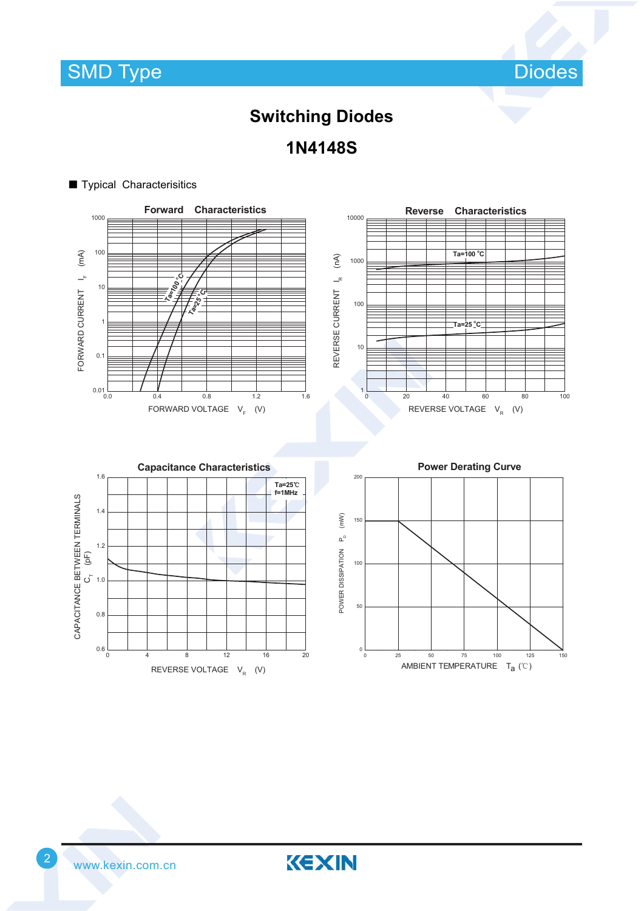# Switching Diodes

## 1N4148S

■ Typical Characterisitics

**Forward Characteristics**

FORWARD CURRENT $I_F$ (mA) vs. FORWARD VOLTAGE $V_F$ (V)

Ta=100 °C, Ta=25 °C

**Reverse Characteristics**

REVERSE CURRENT $I_R$ (nA) vs. REVERSE VOLTAGE $V_R$ (V)

Ta=100 °C, Ta=25 °C

**Capacitance Characteristics**

CAPACITANCE BETWEEN TERMINALS $C_T$ (pF) vs. REVERSE VOLTAGE $V_R$ (V)

Ta=25℃, f=1MHz

**Power Derating Curve**

POWER DISSIPATION $P_D$ (mW) vs. AMBIENT TEMPERATURE $T_a$ (℃)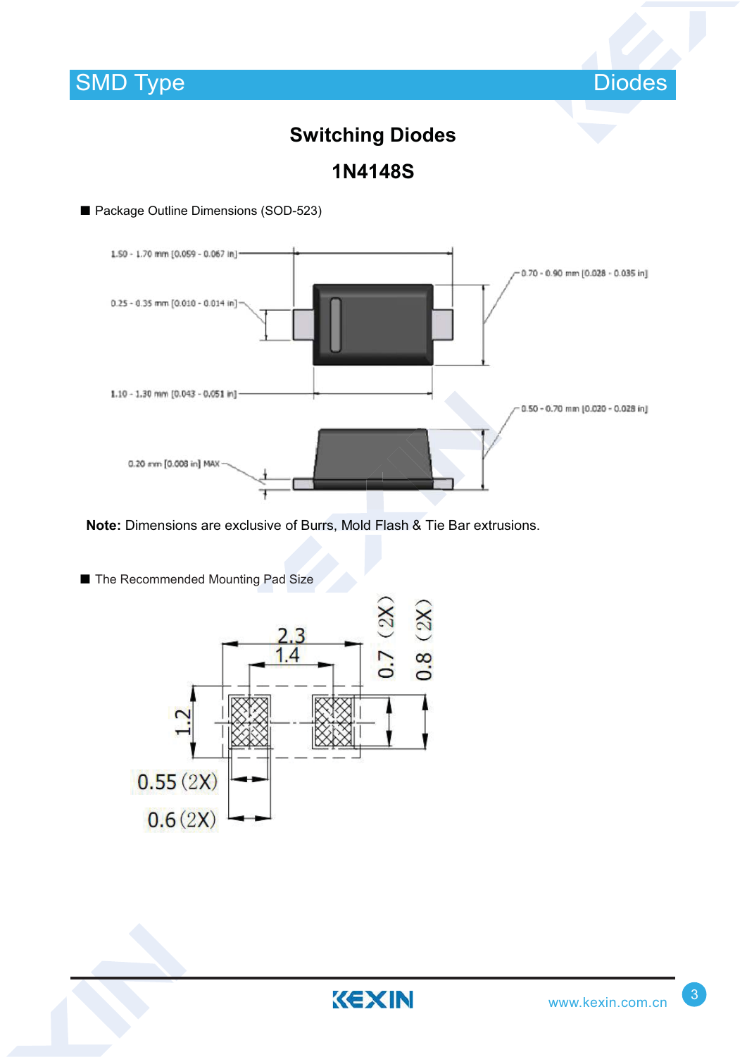SMD Type | Diodes

# Switching Diodes

## 1N4148S

■ Package Outline Dimensions (SOD-523)

1.50 - 1.70 mm [0.059 - 0.067 in]

0.70 - 0.90 mm [0.028 - 0.035 in]

0.25 - 0.35 mm [0.010 - 0.014 in]

1.10 - 1.30 mm [0.043 - 0.051 in]

0.50 - 0.70 mm [0.020 - 0.028 in]

0.20 mm [0.008 in] MAX

**Note:** Dimensions are exclusive of Burrs, Mold Flash & Tie Bar extrusions.

■ The Recommended Mounting Pad Size

2.3

1.4

0.7 (2X)

0.8 (2X)

1.2

0.55 (2X)

0.6 (2X)